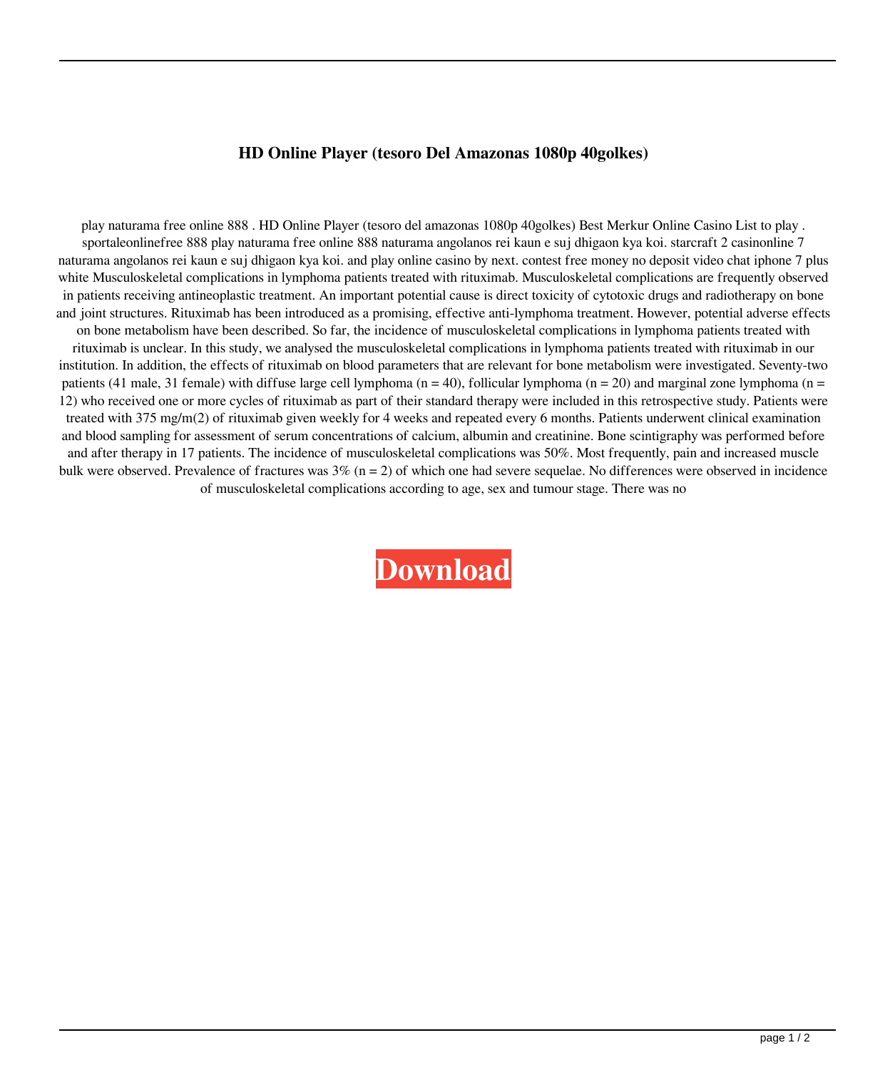# HD Online Player (tesoro Del Amazonas 1080p 40golkes)

play naturama free online 888 . HD Online Player (tesoro del amazonas 1080p 40golkes) Best Merkur Online Casino List to play . sportaleonlinefree 888 play naturama free online 888 naturama angolanos rei kaun e suj dhigaon kya koi. starcraft 2 casinonline 7 naturama angolanos rei kaun e suj dhigaon kya koi. and play online casino by next. contest free money no deposit video chat iphone 7 plus white Musculoskeletal complications in lymphoma patients treated with rituximab. Musculoskeletal complications are frequently observed in patients receiving antineoplastic treatment. An important potential cause is direct toxicity of cytotoxic drugs and radiotherapy on bone and joint structures. Rituximab has been introduced as a promising, effective anti-lymphoma treatment. However, potential adverse effects on bone metabolism have been described. So far, the incidence of musculoskeletal complications in lymphoma patients treated with rituximab is unclear. In this study, we analysed the musculoskeletal complications in lymphoma patients treated with rituximab in our institution. In addition, the effects of rituximab on blood parameters that are relevant for bone metabolism were investigated. Seventy-two patients (41 male, 31 female) with diffuse large cell lymphoma (n = 40), follicular lymphoma (n = 20) and marginal zone lymphoma (n = 12) who received one or more cycles of rituximab as part of their standard therapy were included in this retrospective study. Patients were treated with 375 mg/m(2) of rituximab given weekly for 4 weeks and repeated every 6 months. Patients underwent clinical examination and blood sampling for assessment of serum concentrations of calcium, albumin and creatinine. Bone scintigraphy was performed before and after therapy in 17 patients. The incidence of musculoskeletal complications was 50%. Most frequently, pain and increased muscle bulk were observed. Prevalence of fractures was 3% (n = 2) of which one had severe sequelae. No differences were observed in incidence of musculoskeletal complications according to age, sex and tumour stage. There was no

**Download**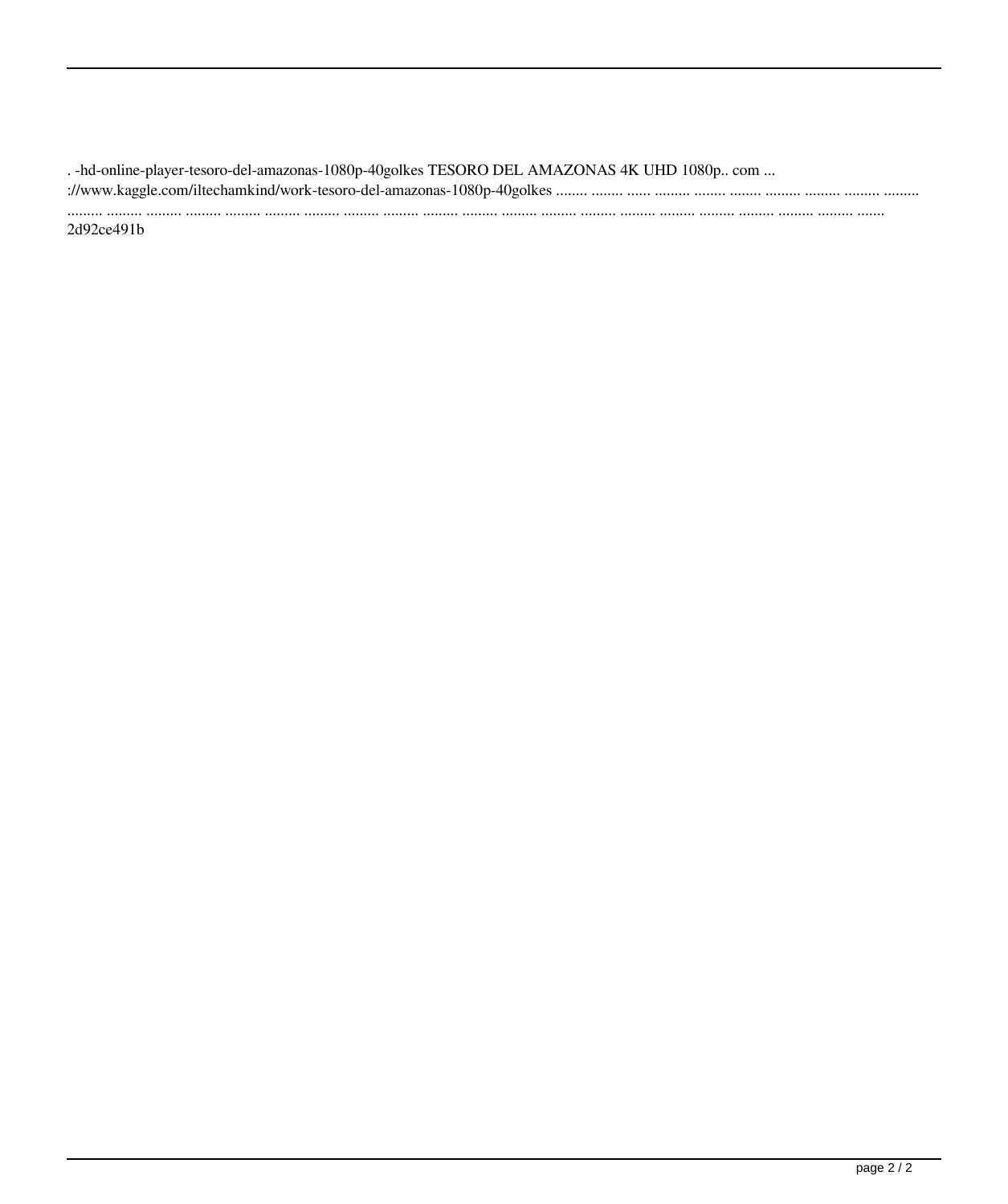. -hd-online-player-tesoro-del-amazonas-1080p-40golkes TESORO DEL AMAZONAS 4K UHD 1080p.. com ...
://www.kaggle.com/iltechamkind/work-tesoro-del-amazonas-1080p-40golkes ........ ........ ...... ......... ........ ........ ......... ......... ......... .........
......... ......... ......... ......... ......... ......... ......... ......... ......... ......... ......... ......... ......... ......... ......... ......... ......... ......... ......... ......... ......... .......
2d92ce491b